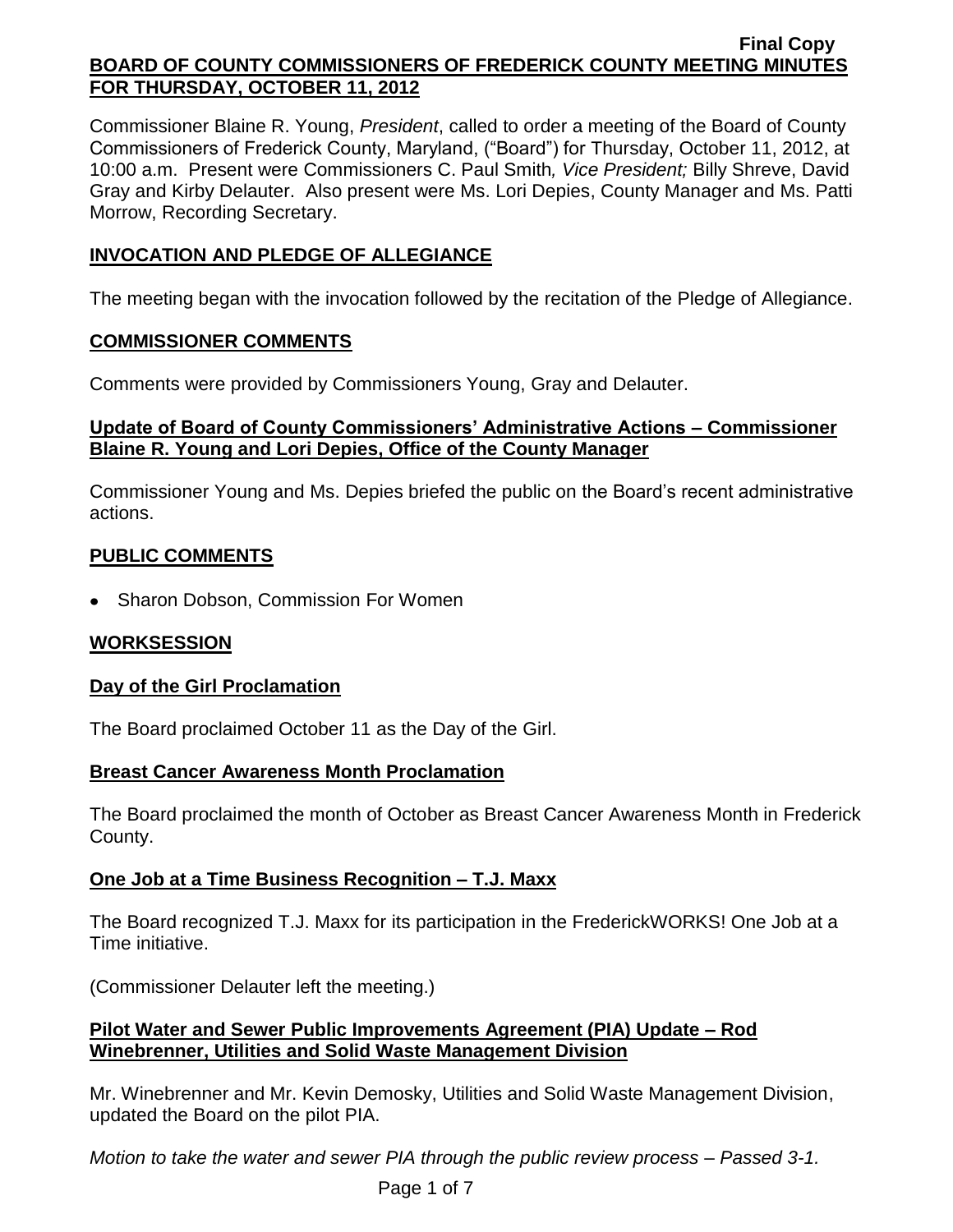**Final Copy**

# BOARD OF COUNTY COMMISSIONERS OF FREDERICK COUNTY MEETING MINUTES FOR THURSDAY, OCTOBER 11, 2012

Commissioner Blaine R. Young, *President*, called to order a meeting of the Board of County Commissioners of Frederick County, Maryland, ("Board") for Thursday, October 11, 2012, at 10:00 a.m. Present were Commissioners C. Paul Smith*, Vice President;* Billy Shreve, David Gray and Kirby Delauter. Also present were Ms. Lori Depies, County Manager and Ms. Patti Morrow, Recording Secretary.

## INVOCATION AND PLEDGE OF ALLEGIANCE

The meeting began with the invocation followed by the recitation of the Pledge of Allegiance.

## COMMISSIONER COMMENTS

Comments were provided by Commissioners Young, Gray and Delauter.

### Update of Board of County Commissioners' Administrative Actions – Commissioner Blaine R. Young and Lori Depies, Office of the County Manager

Commissioner Young and Ms. Depies briefed the public on the Board's recent administrative actions.

## PUBLIC COMMENTS

- Sharon Dobson, Commission For Women

## WORKSESSION

### Day of the Girl Proclamation

The Board proclaimed October 11 as the Day of the Girl.

### Breast Cancer Awareness Month Proclamation

The Board proclaimed the month of October as Breast Cancer Awareness Month in Frederick County.

### One Job at a Time Business Recognition – T.J. Maxx

The Board recognized T.J. Maxx for its participation in the FrederickWORKS! One Job at a Time initiative.

(Commissioner Delauter left the meeting.)

### Pilot Water and Sewer Public Improvements Agreement (PIA) Update – Rod Winebrenner, Utilities and Solid Waste Management Division

Mr. Winebrenner and Mr. Kevin Demosky, Utilities and Solid Waste Management Division, updated the Board on the pilot PIA.

*Motion to take the water and sewer PIA through the public review process – Passed 3-1.*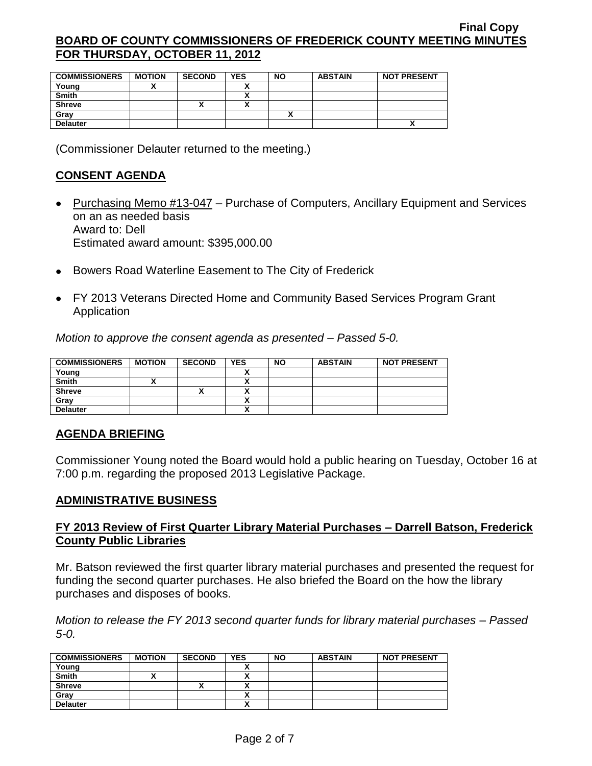**Final Copy**

**BOARD OF COUNTY COMMISSIONERS OF FREDERICK COUNTY MEETING MINUTES FOR THURSDAY, OCTOBER 11, 2012**

| COMMISSIONERS | MOTION | SECOND | YES | NO | ABSTAIN | NOT PRESENT |
|---|---|---|---|---|---|---|
| Young | X | | X | | | |
| Smith | | | X | | | |
| Shreve | | X | X | | | |
| Gray | | | | X | | |
| Delauter | | | | | | X |

(Commissioner Delauter returned to the meeting.)

## CONSENT AGENDA

- Purchasing Memo #13-047 – Purchase of Computers, Ancillary Equipment and Services on an as needed basis
  Award to: Dell
  Estimated award amount: $395,000.00
- Bowers Road Waterline Easement to The City of Frederick
- FY 2013 Veterans Directed Home and Community Based Services Program Grant Application

*Motion to approve the consent agenda as presented – Passed 5-0.*

| COMMISSIONERS | MOTION | SECOND | YES | NO | ABSTAIN | NOT PRESENT |
|---|---|---|---|---|---|---|
| Young | | | X | | | |
| Smith | X | | X | | | |
| Shreve | | X | X | | | |
| Gray | | | X | | | |
| Delauter | | | X | | | |

## AGENDA BRIEFING

Commissioner Young noted the Board would hold a public hearing on Tuesday, October 16 at 7:00 p.m. regarding the proposed 2013 Legislative Package.

## ADMINISTRATIVE BUSINESS

### FY 2013 Review of First Quarter Library Material Purchases – Darrell Batson, Frederick County Public Libraries

Mr. Batson reviewed the first quarter library material purchases and presented the request for funding the second quarter purchases. He also briefed the Board on the how the library purchases and disposes of books.

*Motion to release the FY 2013 second quarter funds for library material purchases – Passed 5-0.*

| COMMISSIONERS | MOTION | SECOND | YES | NO | ABSTAIN | NOT PRESENT |
|---|---|---|---|---|---|---|
| Young | | | X | | | |
| Smith | X | | X | | | |
| Shreve | | X | X | | | |
| Gray | | | X | | | |
| Delauter | | | X | | | |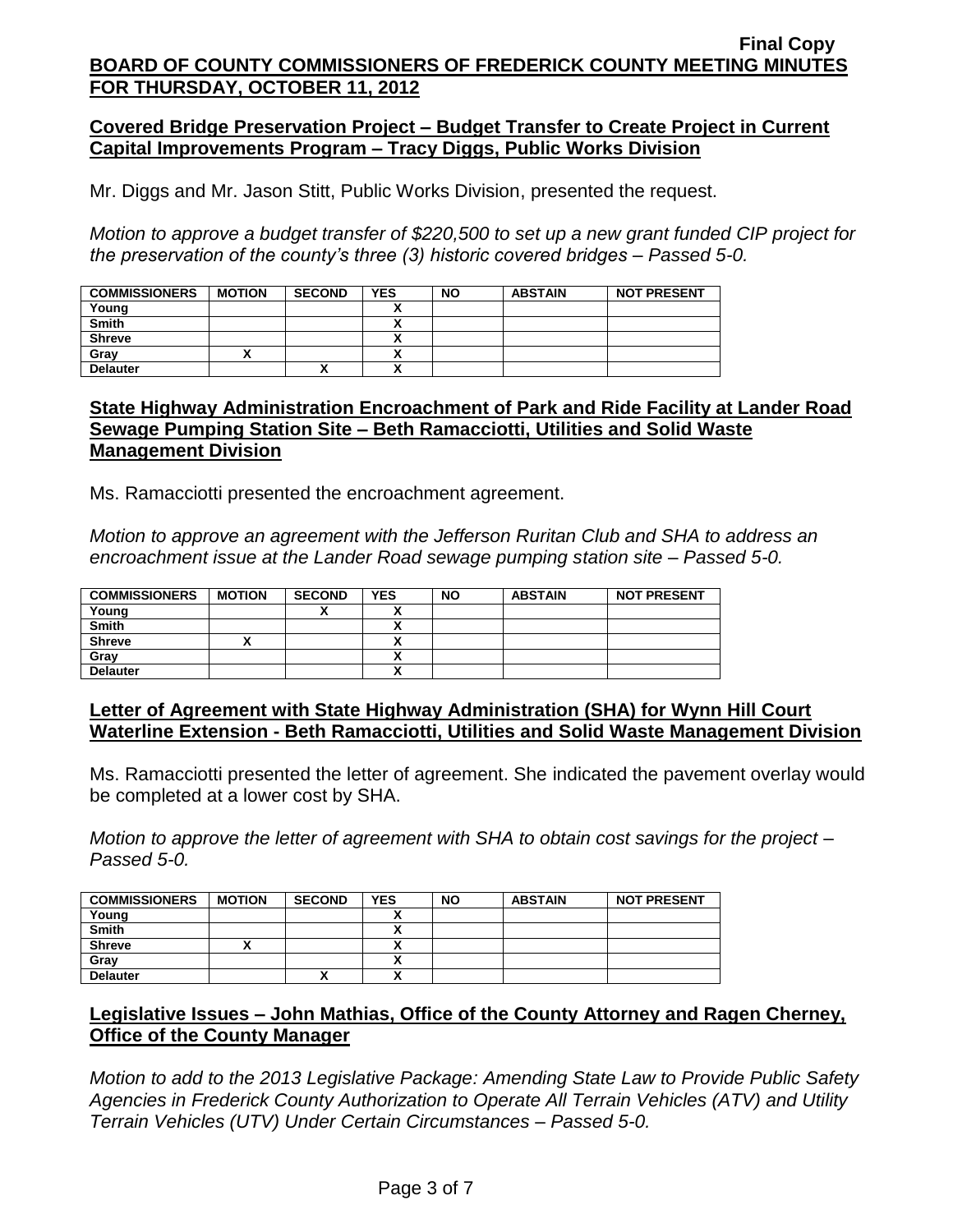## Covered Bridge Preservation Project – Budget Transfer to Create Project in Current Capital Improvements Program – Tracy Diggs, Public Works Division

Mr. Diggs and Mr. Jason Stitt, Public Works Division, presented the request.

*Motion to approve a budget transfer of $220,500 to set up a new grant funded CIP project for the preservation of the county's three (3) historic covered bridges – Passed 5-0.*

| COMMISSIONERS | MOTION | SECOND | YES | NO | ABSTAIN | NOT PRESENT |
|---|---|---|---|---|---|---|
| Young | | | X | | | |
| Smith | | | X | | | |
| Shreve | | | X | | | |
| Gray | X | | X | | | |
| Delauter | | X | X | | | |

## State Highway Administration Encroachment of Park and Ride Facility at Lander Road Sewage Pumping Station Site – Beth Ramacciotti, Utilities and Solid Waste Management Division

Ms. Ramacciotti presented the encroachment agreement.

*Motion to approve an agreement with the Jefferson Ruritan Club and SHA to address an encroachment issue at the Lander Road sewage pumping station site – Passed 5-0.*

| COMMISSIONERS | MOTION | SECOND | YES | NO | ABSTAIN | NOT PRESENT |
|---|---|---|---|---|---|---|
| Young | | X | X | | | |
| Smith | | | X | | | |
| Shreve | X | | X | | | |
| Gray | | | X | | | |
| Delauter | | | X | | | |

## Letter of Agreement with State Highway Administration (SHA) for Wynn Hill Court Waterline Extension - Beth Ramacciotti, Utilities and Solid Waste Management Division

Ms. Ramacciotti presented the letter of agreement. She indicated the pavement overlay would be completed at a lower cost by SHA.

*Motion to approve the letter of agreement with SHA to obtain cost savings for the project – Passed 5-0.*

| COMMISSIONERS | MOTION | SECOND | YES | NO | ABSTAIN | NOT PRESENT |
|---|---|---|---|---|---|---|
| Young | | | X | | | |
| Smith | | | X | | | |
| Shreve | X | | X | | | |
| Gray | | | X | | | |
| Delauter | | X | X | | | |

## Legislative Issues – John Mathias, Office of the County Attorney and Ragen Cherney, Office of the County Manager

*Motion to add to the 2013 Legislative Package: Amending State Law to Provide Public Safety Agencies in Frederick County Authorization to Operate All Terrain Vehicles (ATV) and Utility Terrain Vehicles (UTV) Under Certain Circumstances – Passed 5-0.*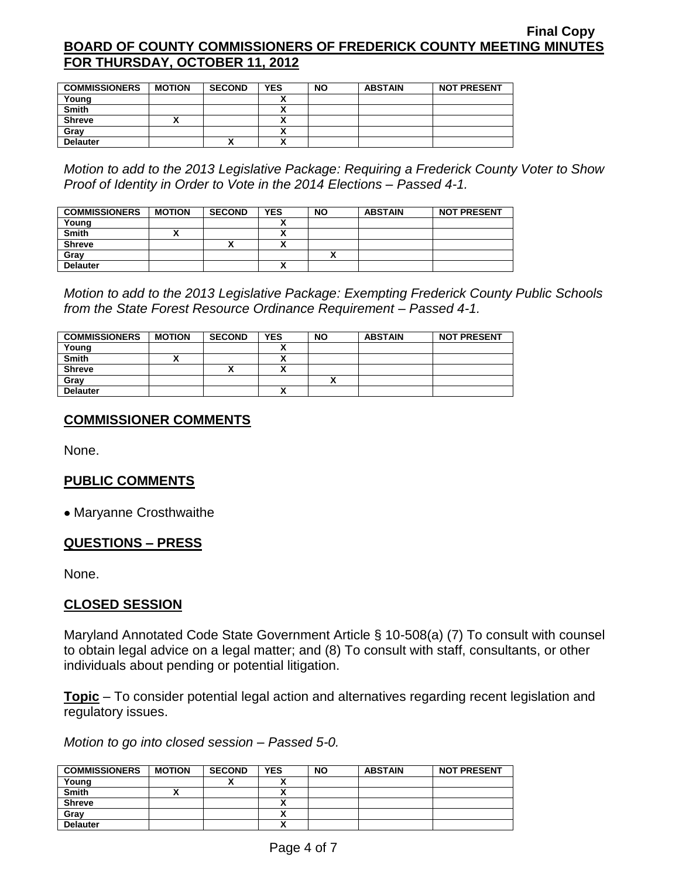Final Copy

**BOARD OF COUNTY COMMISSIONERS OF FREDERICK COUNTY MEETING MINUTES FOR THURSDAY, OCTOBER 11, 2012**

| COMMISSIONERS | MOTION | SECOND | YES | NO | ABSTAIN | NOT PRESENT |
|---|---|---|---|---|---|---|
| Young | | | X | | | |
| Smith | | | X | | | |
| Shreve | X | | X | | | |
| Gray | | | X | | | |
| Delauter | | X | X | | | |

*Motion to add to the 2013 Legislative Package: Requiring a Frederick County Voter to Show Proof of Identity in Order to Vote in the 2014 Elections – Passed 4-1.*

| COMMISSIONERS | MOTION | SECOND | YES | NO | ABSTAIN | NOT PRESENT |
|---|---|---|---|---|---|---|
| Young | | | X | | | |
| Smith | X | | X | | | |
| Shreve | | X | X | | | |
| Gray | | | | X | | |
| Delauter | | | X | | | |

*Motion to add to the 2013 Legislative Package: Exempting Frederick County Public Schools from the State Forest Resource Ordinance Requirement – Passed 4-1.*

| COMMISSIONERS | MOTION | SECOND | YES | NO | ABSTAIN | NOT PRESENT |
|---|---|---|---|---|---|---|
| Young | | | X | | | |
| Smith | X | | X | | | |
| Shreve | | X | X | | | |
| Gray | | | | X | | |
| Delauter | | | X | | | |

## COMMISSIONER COMMENTS

None.

## PUBLIC COMMENTS

- Maryanne Crosthwaithe

## QUESTIONS – PRESS

None.

## CLOSED SESSION

Maryland Annotated Code State Government Article § 10-508(a) (7) To consult with counsel to obtain legal advice on a legal matter; and (8) To consult with staff, consultants, or other individuals about pending or potential litigation.

**Topic** – To consider potential legal action and alternatives regarding recent legislation and regulatory issues.

*Motion to go into closed session – Passed 5-0.*

| COMMISSIONERS | MOTION | SECOND | YES | NO | ABSTAIN | NOT PRESENT |
|---|---|---|---|---|---|---|
| Young | | X | X | | | |
| Smith | X | | X | | | |
| Shreve | | | X | | | |
| Gray | | | X | | | |
| Delauter | | | X | | | |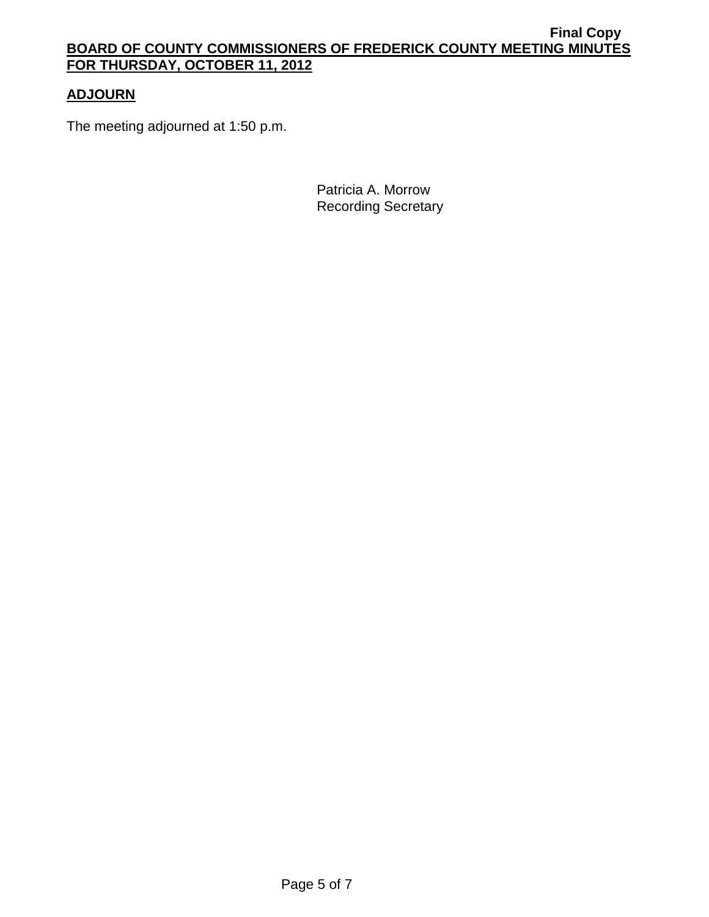## ADJOURN

The meeting adjourned at 1:50 p.m.

Patricia A. Morrow
Recording Secretary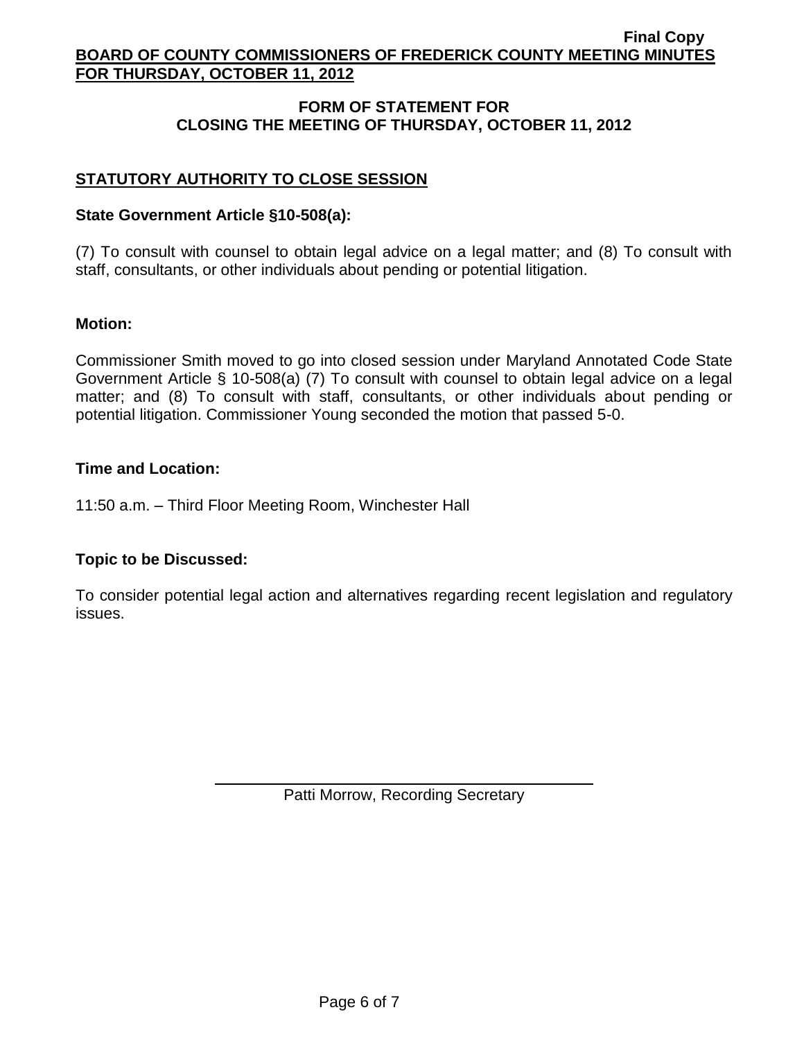## FORM OF STATEMENT FOR CLOSING THE MEETING OF THURSDAY, OCTOBER 11, 2012

### STATUTORY AUTHORITY TO CLOSE SESSION

**State Government Article §10-508(a):**

(7) To consult with counsel to obtain legal advice on a legal matter; and (8) To consult with staff, consultants, or other individuals about pending or potential litigation.

**Motion:**

Commissioner Smith moved to go into closed session under Maryland Annotated Code State Government Article § 10-508(a) (7) To consult with counsel to obtain legal advice on a legal matter; and (8) To consult with staff, consultants, or other individuals about pending or potential litigation. Commissioner Young seconded the motion that passed 5-0.

**Time and Location:**

11:50 a.m. – Third Floor Meeting Room, Winchester Hall

**Topic to be Discussed:**

To consider potential legal action and alternatives regarding recent legislation and regulatory issues.

Patti Morrow, Recording Secretary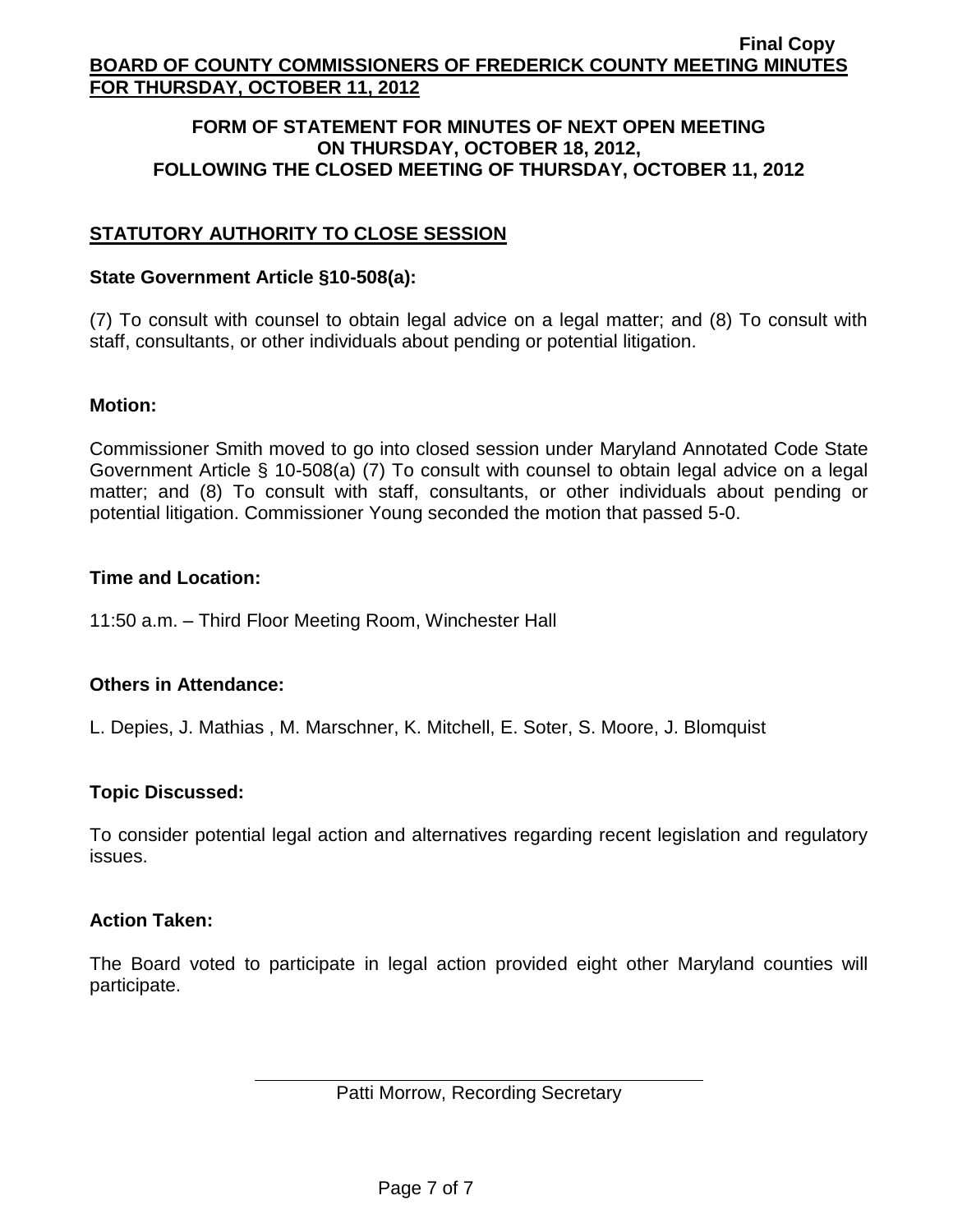## FORM OF STATEMENT FOR MINUTES OF NEXT OPEN MEETING ON THURSDAY, OCTOBER 18, 2012, FOLLOWING THE CLOSED MEETING OF THURSDAY, OCTOBER 11, 2012

### STATUTORY AUTHORITY TO CLOSE SESSION

**State Government Article §10-508(a):**

(7) To consult with counsel to obtain legal advice on a legal matter; and (8) To consult with staff, consultants, or other individuals about pending or potential litigation.

**Motion:**

Commissioner Smith moved to go into closed session under Maryland Annotated Code State Government Article § 10-508(a) (7) To consult with counsel to obtain legal advice on a legal matter; and (8) To consult with staff, consultants, or other individuals about pending or potential litigation. Commissioner Young seconded the motion that passed 5-0.

**Time and Location:**

11:50 a.m. – Third Floor Meeting Room, Winchester Hall

**Others in Attendance:**

L. Depies, J. Mathias , M. Marschner, K. Mitchell, E. Soter, S. Moore, J. Blomquist

**Topic Discussed:**

To consider potential legal action and alternatives regarding recent legislation and regulatory issues.

**Action Taken:**

The Board voted to participate in legal action provided eight other Maryland counties will participate.

Patti Morrow, Recording Secretary